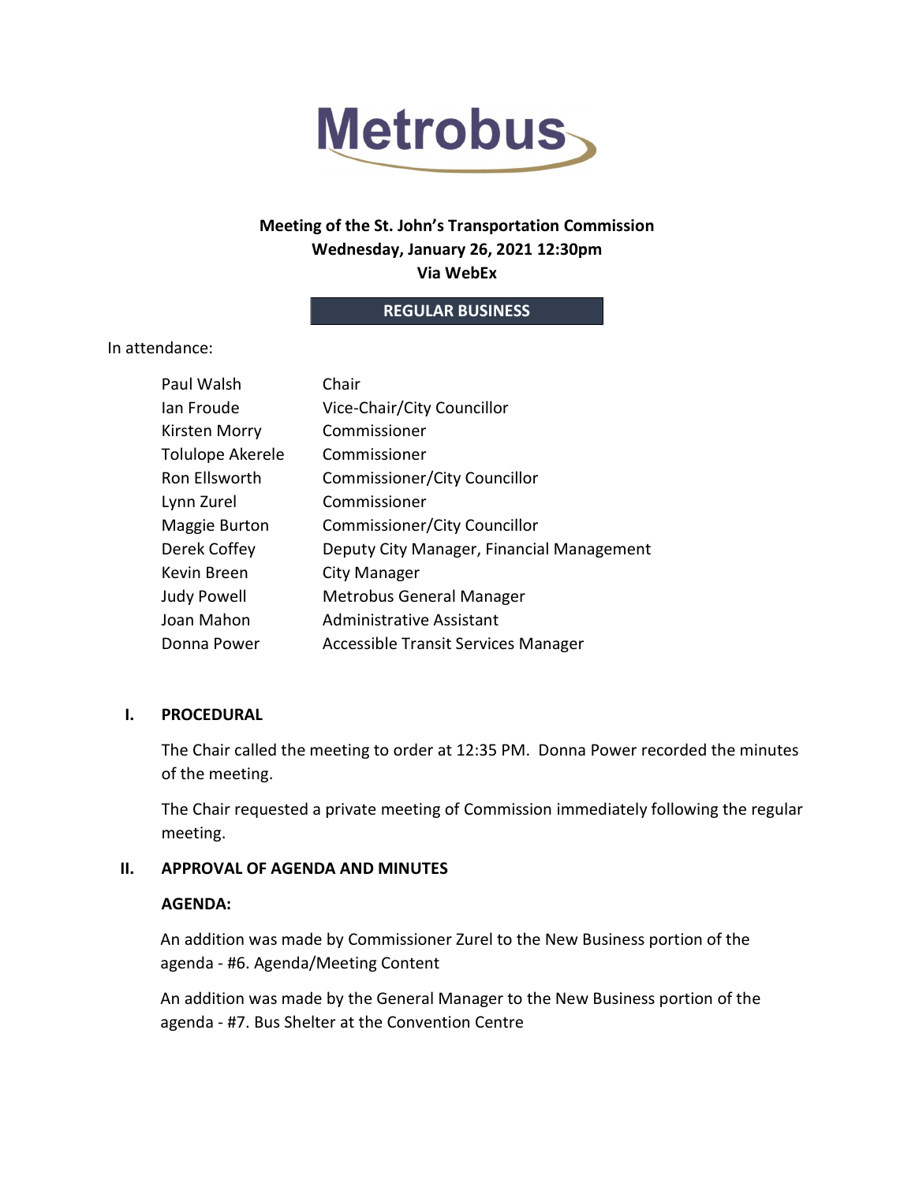# Metrobus

**Meeting of the St. John's Transportation Commission**
**Wednesday, January 26, 2021 12:30pm**
**Via WebEx**

**REGULAR BUSINESS**

In attendance:

| | |
|---|---|
| Paul Walsh | Chair |
| Ian Froude | Vice-Chair/City Councillor |
| Kirsten Morry | Commissioner |
| Tolulope Akerele | Commissioner |
| Ron Ellsworth | Commissioner/City Councillor |
| Lynn Zurel | Commissioner |
| Maggie Burton | Commissioner/City Councillor |
| Derek Coffey | Deputy City Manager, Financial Management |
| Kevin Breen | City Manager |
| Judy Powell | Metrobus General Manager |
| Joan Mahon | Administrative Assistant |
| Donna Power | Accessible Transit Services Manager |

## I. PROCEDURAL

The Chair called the meeting to order at 12:35 PM. Donna Power recorded the minutes of the meeting.

The Chair requested a private meeting of Commission immediately following the regular meeting.

## II. APPROVAL OF AGENDA AND MINUTES

### AGENDA:

An addition was made by Commissioner Zurel to the New Business portion of the agenda - #6. Agenda/Meeting Content

An addition was made by the General Manager to the New Business portion of the agenda - #7. Bus Shelter at the Convention Centre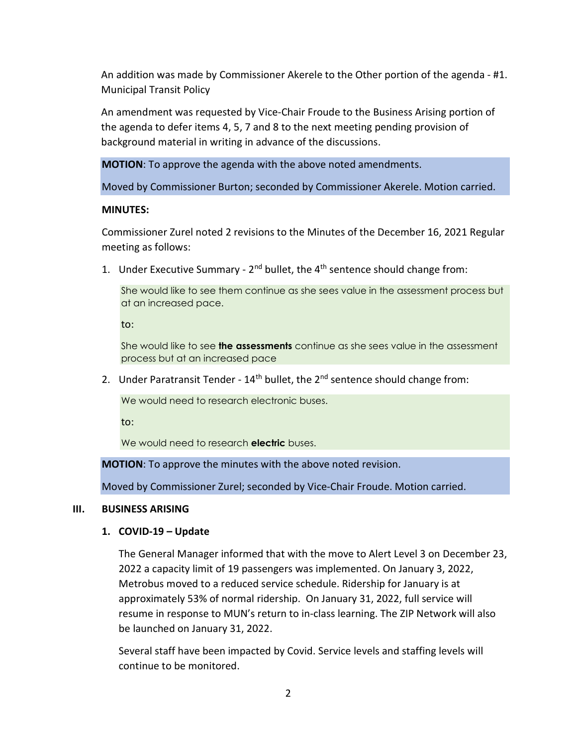An addition was made by Commissioner Akerele to the Other portion of the agenda - #1. Municipal Transit Policy

An amendment was requested by Vice-Chair Froude to the Business Arising portion of the agenda to defer items 4, 5, 7 and 8 to the next meeting pending provision of background material in writing in advance of the discussions.

**MOTION**: To approve the agenda with the above noted amendments.

Moved by Commissioner Burton; seconded by Commissioner Akerele. Motion carried.

**MINUTES:**

Commissioner Zurel noted 2 revisions to the Minutes of the December 16, 2021 Regular meeting as follows:

1. Under Executive Summary - 2nd bullet, the 4th sentence should change from:

   She would like to see them continue as she sees value in the assessment process but at an increased pace.

   to:

   She would like to see **the assessments** continue as she sees value in the assessment process but at an increased pace

2. Under Paratransit Tender - 14th bullet, the 2nd sentence should change from:

   We would need to research electronic buses.

   to:

   We would need to research **electric** buses.

**MOTION**: To approve the minutes with the above noted revision.

Moved by Commissioner Zurel; seconded by Vice-Chair Froude. Motion carried.

## III. BUSINESS ARISING

### 1. COVID-19 – Update

The General Manager informed that with the move to Alert Level 3 on December 23, 2022 a capacity limit of 19 passengers was implemented. On January 3, 2022, Metrobus moved to a reduced service schedule. Ridership for January is at approximately 53% of normal ridership. On January 31, 2022, full service will resume in response to MUN's return to in-class learning. The ZIP Network will also be launched on January 31, 2022.

Several staff have been impacted by Covid. Service levels and staffing levels will continue to be monitored.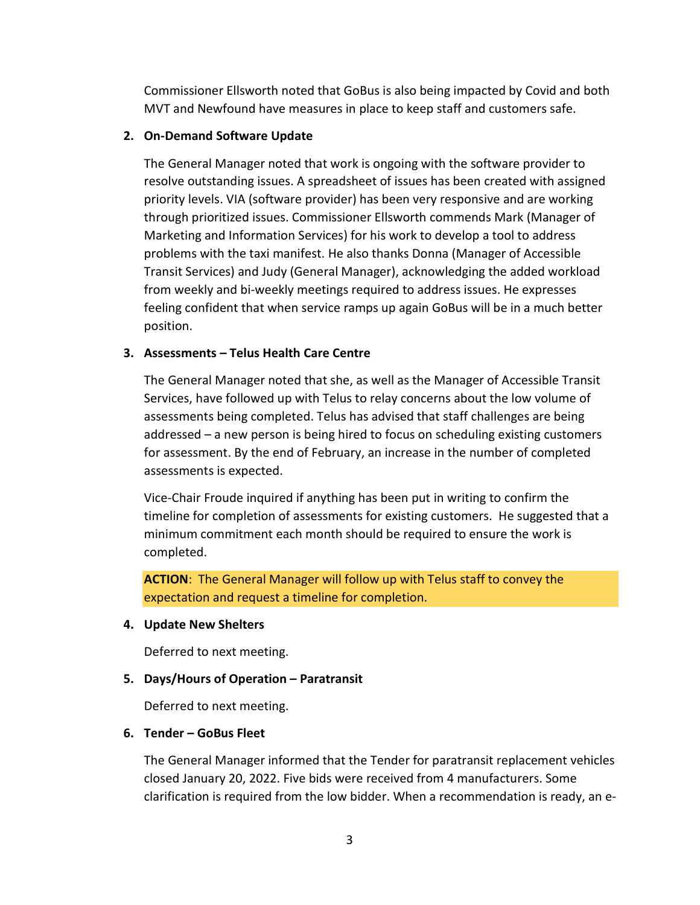Commissioner Ellsworth noted that GoBus is also being impacted by Covid and both MVT and Newfound have measures in place to keep staff and customers safe.

**2. On-Demand Software Update**

The General Manager noted that work is ongoing with the software provider to resolve outstanding issues. A spreadsheet of issues has been created with assigned priority levels. VIA (software provider) has been very responsive and are working through prioritized issues. Commissioner Ellsworth commends Mark (Manager of Marketing and Information Services) for his work to develop a tool to address problems with the taxi manifest. He also thanks Donna (Manager of Accessible Transit Services) and Judy (General Manager), acknowledging the added workload from weekly and bi-weekly meetings required to address issues. He expresses feeling confident that when service ramps up again GoBus will be in a much better position.

**3. Assessments – Telus Health Care Centre**

The General Manager noted that she, as well as the Manager of Accessible Transit Services, have followed up with Telus to relay concerns about the low volume of assessments being completed. Telus has advised that staff challenges are being addressed – a new person is being hired to focus on scheduling existing customers for assessment. By the end of February, an increase in the number of completed assessments is expected.

Vice-Chair Froude inquired if anything has been put in writing to confirm the timeline for completion of assessments for existing customers. He suggested that a minimum commitment each month should be required to ensure the work is completed.

**ACTION**: The General Manager will follow up with Telus staff to convey the expectation and request a timeline for completion.

**4. Update New Shelters**

Deferred to next meeting.

**5. Days/Hours of Operation – Paratransit**

Deferred to next meeting.

**6. Tender – GoBus Fleet**

The General Manager informed that the Tender for paratransit replacement vehicles closed January 20, 2022. Five bids were received from 4 manufacturers. Some clarification is required from the low bidder. When a recommendation is ready, an e-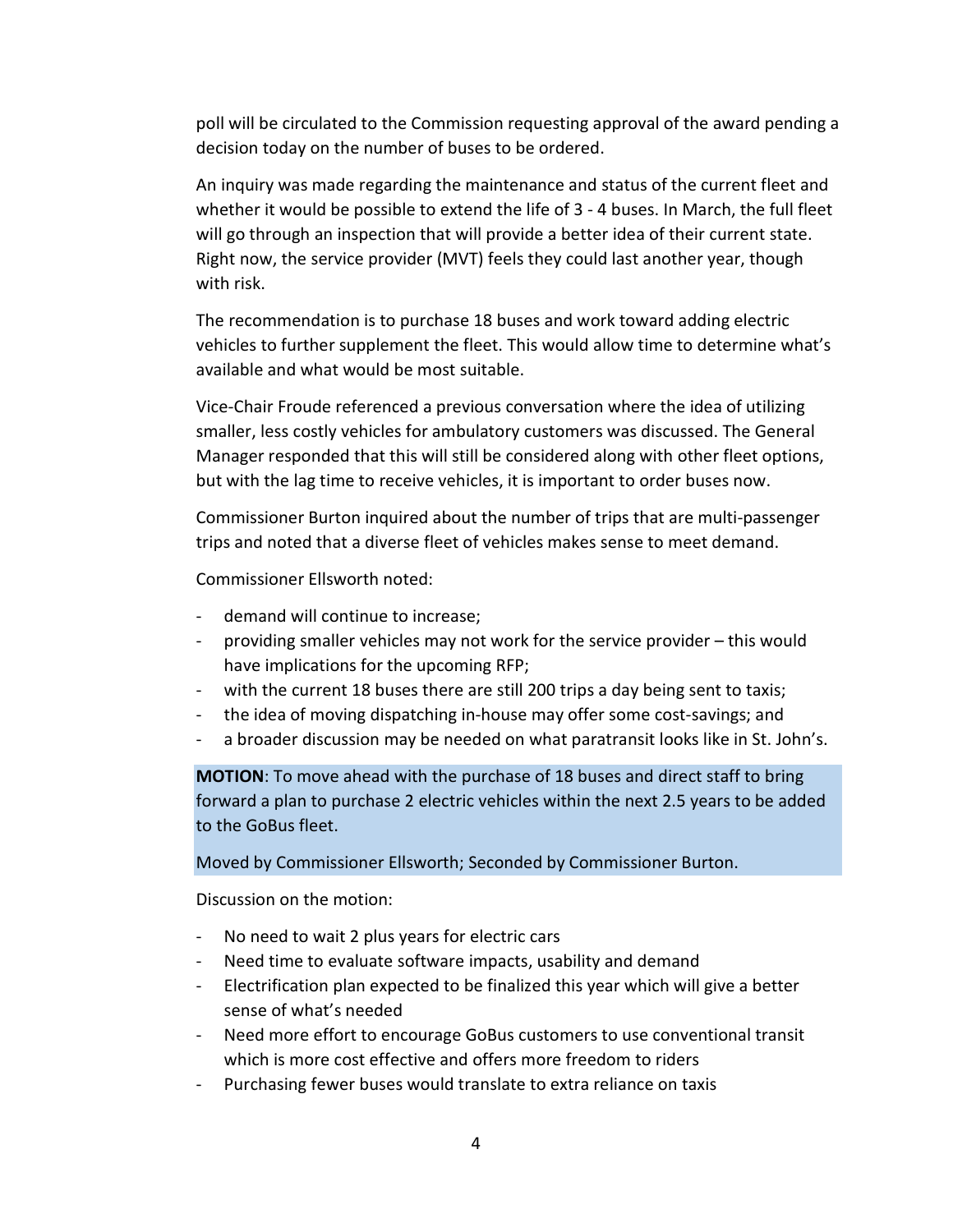poll will be circulated to the Commission requesting approval of the award pending a decision today on the number of buses to be ordered.

An inquiry was made regarding the maintenance and status of the current fleet and whether it would be possible to extend the life of 3 - 4 buses. In March, the full fleet will go through an inspection that will provide a better idea of their current state. Right now, the service provider (MVT) feels they could last another year, though with risk.

The recommendation is to purchase 18 buses and work toward adding electric vehicles to further supplement the fleet. This would allow time to determine what's available and what would be most suitable.

Vice-Chair Froude referenced a previous conversation where the idea of utilizing smaller, less costly vehicles for ambulatory customers was discussed. The General Manager responded that this will still be considered along with other fleet options, but with the lag time to receive vehicles, it is important to order buses now.

Commissioner Burton inquired about the number of trips that are multi-passenger trips and noted that a diverse fleet of vehicles makes sense to meet demand.

Commissioner Ellsworth noted:

- demand will continue to increase;
- providing smaller vehicles may not work for the service provider – this would have implications for the upcoming RFP;
- with the current 18 buses there are still 200 trips a day being sent to taxis;
- the idea of moving dispatching in-house may offer some cost-savings; and
- a broader discussion may be needed on what paratransit looks like in St. John's.

**MOTION**: To move ahead with the purchase of 18 buses and direct staff to bring forward a plan to purchase 2 electric vehicles within the next 2.5 years to be added to the GoBus fleet.

Moved by Commissioner Ellsworth; Seconded by Commissioner Burton.

Discussion on the motion:

- No need to wait 2 plus years for electric cars
- Need time to evaluate software impacts, usability and demand
- Electrification plan expected to be finalized this year which will give a better sense of what's needed
- Need more effort to encourage GoBus customers to use conventional transit which is more cost effective and offers more freedom to riders
- Purchasing fewer buses would translate to extra reliance on taxis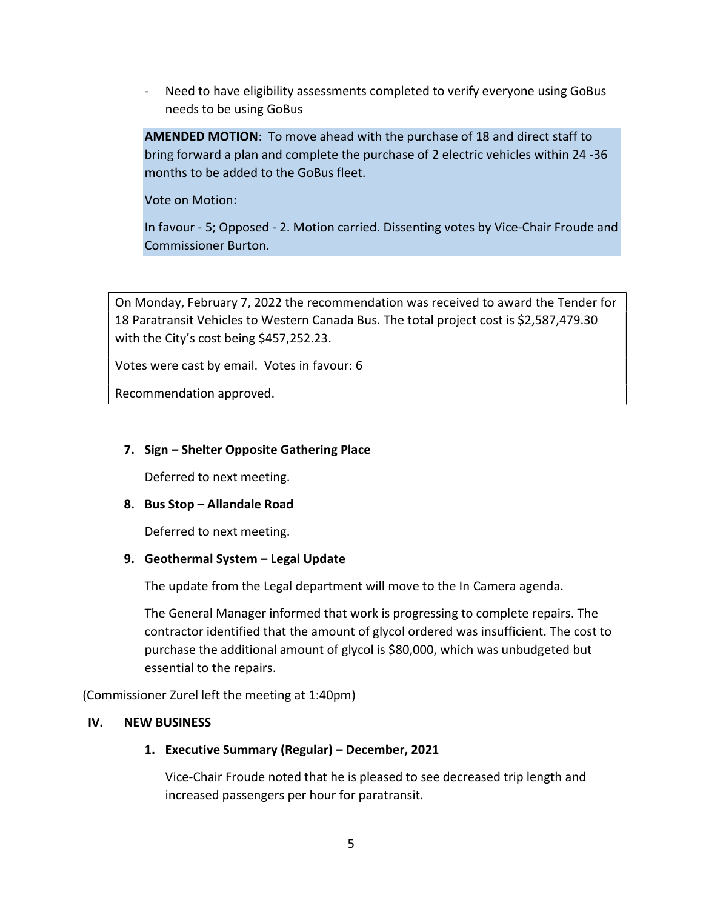- Need to have eligibility assessments completed to verify everyone using GoBus needs to be using GoBus

**AMENDED MOTION**: To move ahead with the purchase of 18 and direct staff to bring forward a plan and complete the purchase of 2 electric vehicles within 24 -36 months to be added to the GoBus fleet.

Vote on Motion:

In favour - 5; Opposed - 2. Motion carried. Dissenting votes by Vice-Chair Froude and Commissioner Burton.

On Monday, February 7, 2022 the recommendation was received to award the Tender for 18 Paratransit Vehicles to Western Canada Bus. The total project cost is $2,587,479.30 with the City's cost being $457,252.23.

Votes were cast by email. Votes in favour: 6

Recommendation approved.

**7. Sign – Shelter Opposite Gathering Place**

Deferred to next meeting.

**8. Bus Stop – Allandale Road**

Deferred to next meeting.

**9. Geothermal System – Legal Update**

The update from the Legal department will move to the In Camera agenda.

The General Manager informed that work is progressing to complete repairs. The contractor identified that the amount of glycol ordered was insufficient. The cost to purchase the additional amount of glycol is $80,000, which was unbudgeted but essential to the repairs.

(Commissioner Zurel left the meeting at 1:40pm)

## IV. NEW BUSINESS

**1. Executive Summary (Regular) – December, 2021**

Vice-Chair Froude noted that he is pleased to see decreased trip length and increased passengers per hour for paratransit.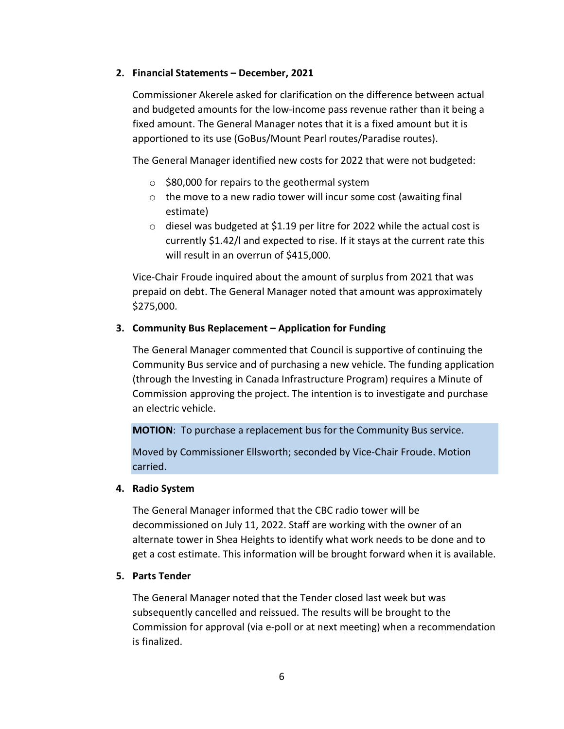**2. Financial Statements – December, 2021**

Commissioner Akerele asked for clarification on the difference between actual and budgeted amounts for the low-income pass revenue rather than it being a fixed amount. The General Manager notes that it is a fixed amount but it is apportioned to its use (GoBus/Mount Pearl routes/Paradise routes).

The General Manager identified new costs for 2022 that were not budgeted:

- $80,000 for repairs to the geothermal system
- the move to a new radio tower will incur some cost (awaiting final estimate)
- diesel was budgeted at $1.19 per litre for 2022 while the actual cost is currently $1.42/l and expected to rise. If it stays at the current rate this will result in an overrun of $415,000.

Vice-Chair Froude inquired about the amount of surplus from 2021 that was prepaid on debt. The General Manager noted that amount was approximately $275,000.

**3. Community Bus Replacement – Application for Funding**

The General Manager commented that Council is supportive of continuing the Community Bus service and of purchasing a new vehicle. The funding application (through the Investing in Canada Infrastructure Program) requires a Minute of Commission approving the project. The intention is to investigate and purchase an electric vehicle.

**MOTION**: To purchase a replacement bus for the Community Bus service.

Moved by Commissioner Ellsworth; seconded by Vice-Chair Froude. Motion carried.

**4. Radio System**

The General Manager informed that the CBC radio tower will be decommissioned on July 11, 2022. Staff are working with the owner of an alternate tower in Shea Heights to identify what work needs to be done and to get a cost estimate. This information will be brought forward when it is available.

**5. Parts Tender**

The General Manager noted that the Tender closed last week but was subsequently cancelled and reissued. The results will be brought to the Commission for approval (via e-poll or at next meeting) when a recommendation is finalized.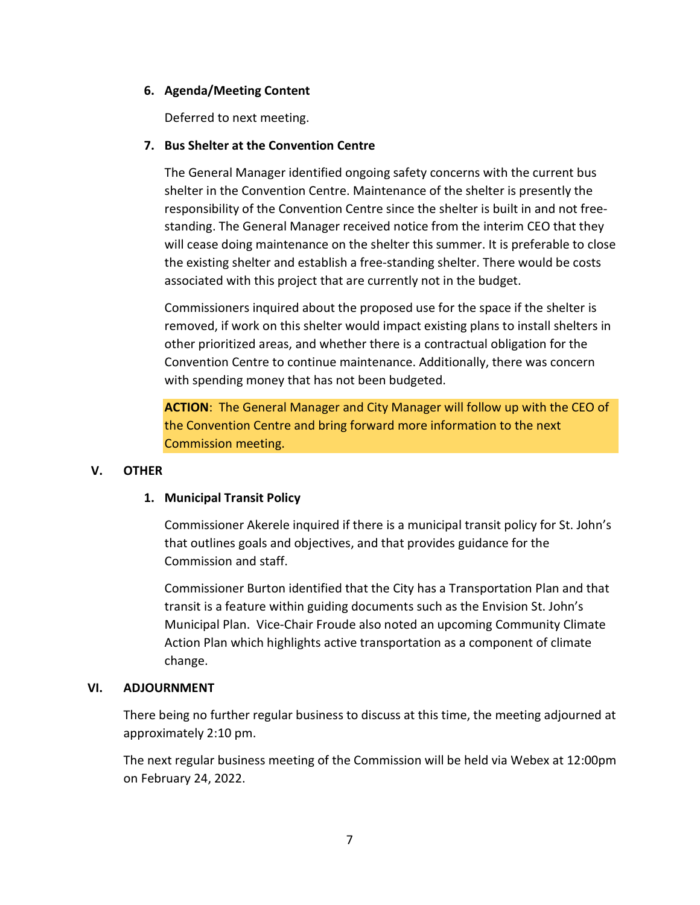**6. Agenda/Meeting Content**

Deferred to next meeting.

**7. Bus Shelter at the Convention Centre**

The General Manager identified ongoing safety concerns with the current bus shelter in the Convention Centre. Maintenance of the shelter is presently the responsibility of the Convention Centre since the shelter is built in and not free-standing. The General Manager received notice from the interim CEO that they will cease doing maintenance on the shelter this summer. It is preferable to close the existing shelter and establish a free-standing shelter. There would be costs associated with this project that are currently not in the budget.

Commissioners inquired about the proposed use for the space if the shelter is removed, if work on this shelter would impact existing plans to install shelters in other prioritized areas, and whether there is a contractual obligation for the Convention Centre to continue maintenance. Additionally, there was concern with spending money that has not been budgeted.

**ACTION**: The General Manager and City Manager will follow up with the CEO of the Convention Centre and bring forward more information to the next Commission meeting.

## V. OTHER

**1. Municipal Transit Policy**

Commissioner Akerele inquired if there is a municipal transit policy for St. John's that outlines goals and objectives, and that provides guidance for the Commission and staff.

Commissioner Burton identified that the City has a Transportation Plan and that transit is a feature within guiding documents such as the Envision St. John's Municipal Plan. Vice-Chair Froude also noted an upcoming Community Climate Action Plan which highlights active transportation as a component of climate change.

## VI. ADJOURNMENT

There being no further regular business to discuss at this time, the meeting adjourned at approximately 2:10 pm.

The next regular business meeting of the Commission will be held via Webex at 12:00pm on February 24, 2022.